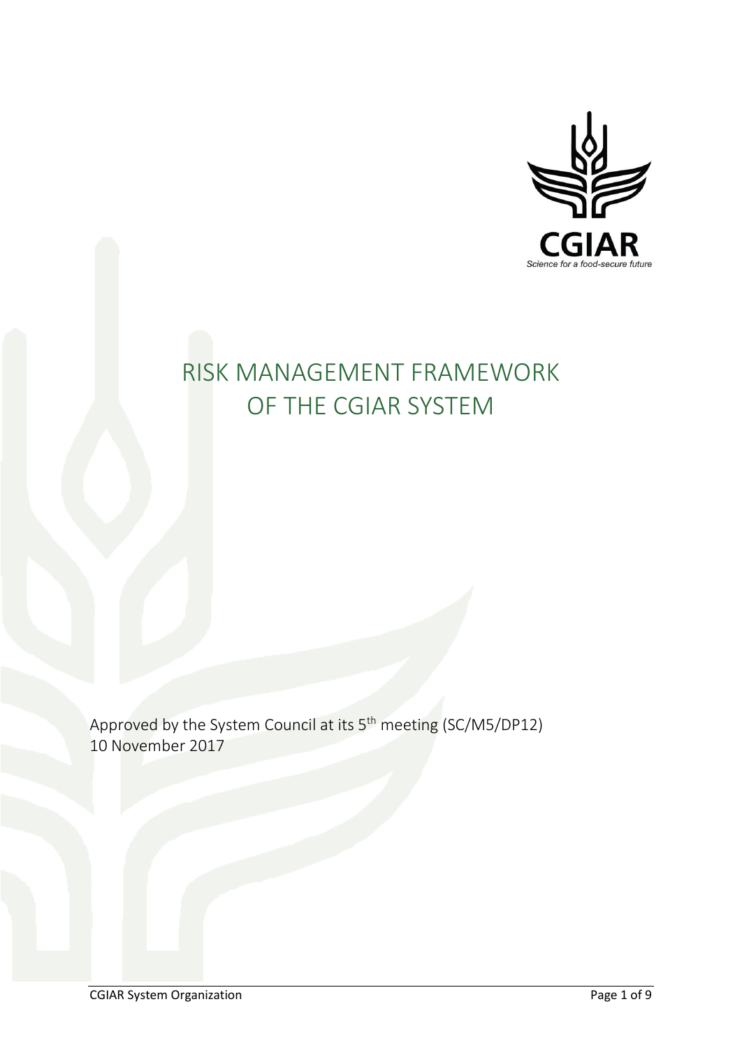# RISK MANAGEMENT FRAMEWORK OF THE CGIAR SYSTEM

Approved by the System Council at its 5th meeting (SC/M5/DP12)
10 November 2017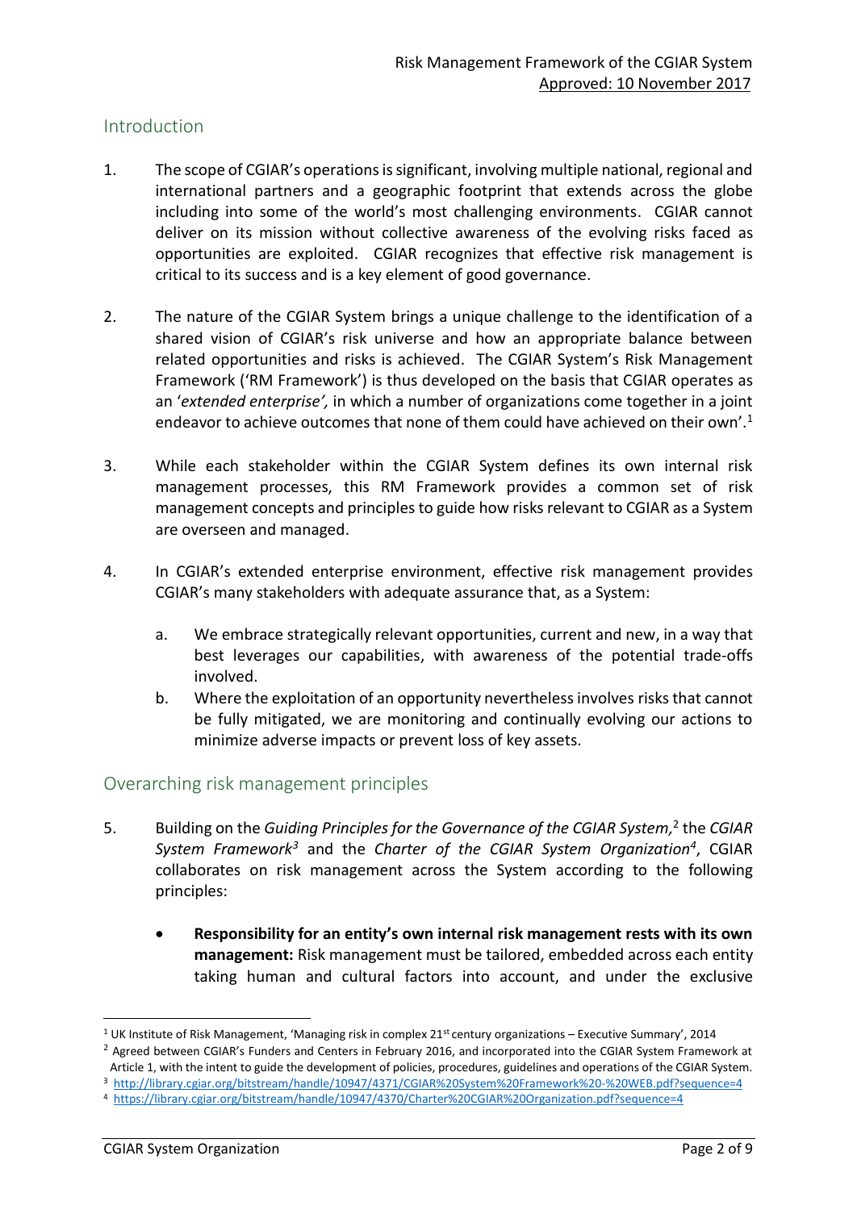## Introduction

1. The scope of CGIAR's operations is significant, involving multiple national, regional and international partners and a geographic footprint that extends across the globe including into some of the world's most challenging environments. CGIAR cannot deliver on its mission without collective awareness of the evolving risks faced as opportunities are exploited. CGIAR recognizes that effective risk management is critical to its success and is a key element of good governance.

2. The nature of the CGIAR System brings a unique challenge to the identification of a shared vision of CGIAR's risk universe and how an appropriate balance between related opportunities and risks is achieved. The CGIAR System's Risk Management Framework ('RM Framework') is thus developed on the basis that CGIAR operates as an '*extended enterprise',* in which a number of organizations come together in a joint endeavor to achieve outcomes that none of them could have achieved on their own'.[1]

3. While each stakeholder within the CGIAR System defines its own internal risk management processes, this RM Framework provides a common set of risk management concepts and principles to guide how risks relevant to CGIAR as a System are overseen and managed.

4. In CGIAR's extended enterprise environment, effective risk management provides CGIAR's many stakeholders with adequate assurance that, as a System:

    a. We embrace strategically relevant opportunities, current and new, in a way that best leverages our capabilities, with awareness of the potential trade-offs involved.

    b. Where the exploitation of an opportunity nevertheless involves risks that cannot be fully mitigated, we are monitoring and continually evolving our actions to minimize adverse impacts or prevent loss of key assets.

## Overarching risk management principles

5. Building on the *Guiding Principles for the Governance of the CGIAR System,*[2] the *CGIAR System Framework*[3] and the *Charter of the CGIAR System Organization*[4], CGIAR collaborates on risk management across the System according to the following principles:

    - **Responsibility for an entity's own internal risk management rests with its own management:** Risk management must be tailored, embedded across each entity taking human and cultural factors into account, and under the exclusive

---

[1] UK Institute of Risk Management, 'Managing risk in complex 21st century organizations – Executive Summary', 2014

[2] Agreed between CGIAR's Funders and Centers in February 2016, and incorporated into the CGIAR System Framework at Article 1, with the intent to guide the development of policies, procedures, guidelines and operations of the CGIAR System.

[3] http://library.cgiar.org/bitstream/handle/10947/4371/CGIAR%20System%20Framework%20-%20WEB.pdf?sequence=4

[4] https://library.cgiar.org/bitstream/handle/10947/4370/Charter%20CGIAR%20Organization.pdf?sequence=4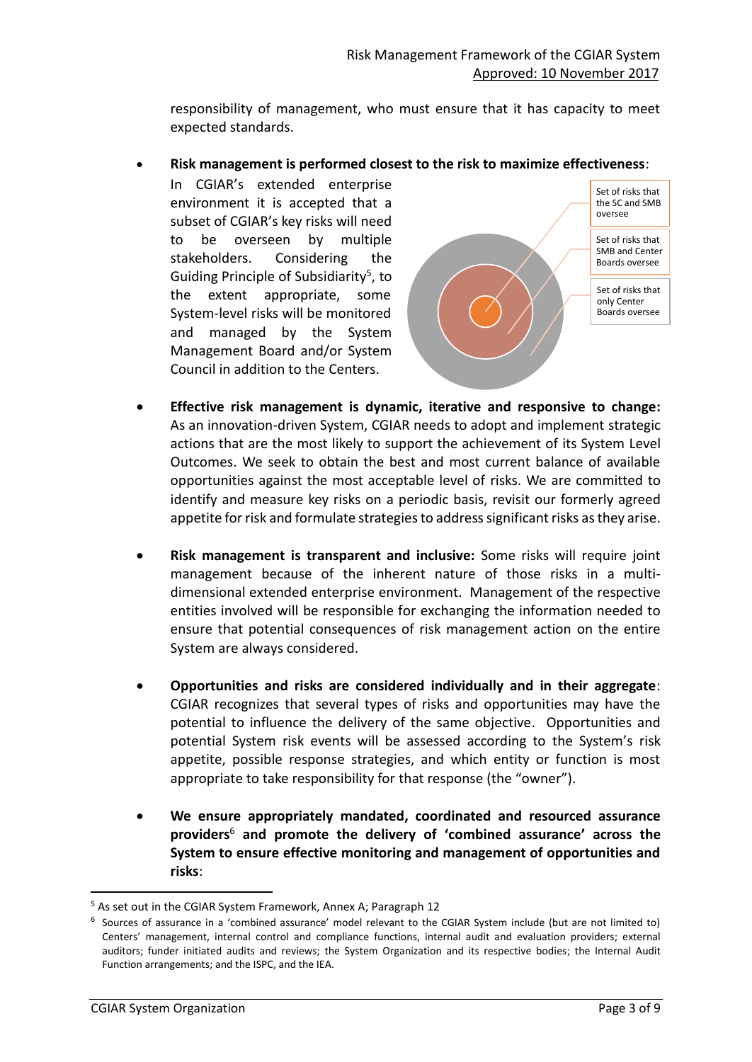responsibility of management, who must ensure that it has capacity to meet expected standards.

- **Risk management is performed closest to the risk to maximize effectiveness**: In CGIAR's extended enterprise environment it is accepted that a subset of CGIAR's key risks will need to be overseen by multiple stakeholders. Considering the Guiding Principle of Subsidiarity[5], to the extent appropriate, some System-level risks will be monitored and managed by the System Management Board and/or System Council in addition to the Centers.

  Set of risks that the SC and SMB oversee

  Set of risks that SMB and Center Boards oversee

  Set of risks that only Center Boards oversee

- **Effective risk management is dynamic, iterative and responsive to change:** As an innovation-driven System, CGIAR needs to adopt and implement strategic actions that are the most likely to support the achievement of its System Level Outcomes. We seek to obtain the best and most current balance of available opportunities against the most acceptable level of risks. We are committed to identify and measure key risks on a periodic basis, revisit our formerly agreed appetite for risk and formulate strategies to address significant risks as they arise.

- **Risk management is transparent and inclusive:** Some risks will require joint management because of the inherent nature of those risks in a multi-dimensional extended enterprise environment. Management of the respective entities involved will be responsible for exchanging the information needed to ensure that potential consequences of risk management action on the entire System are always considered.

- **Opportunities and risks are considered individually and in their aggregate**: CGIAR recognizes that several types of risks and opportunities may have the potential to influence the delivery of the same objective. Opportunities and potential System risk events will be assessed according to the System's risk appetite, possible response strategies, and which entity or function is most appropriate to take responsibility for that response (the "owner").

- **We ensure appropriately mandated, coordinated and resourced assurance providers[6] and promote the delivery of 'combined assurance' across the System to ensure effective monitoring and management of opportunities and risks**:

---

[5] As set out in the CGIAR System Framework, Annex A; Paragraph 12

[6] Sources of assurance in a 'combined assurance' model relevant to the CGIAR System include (but are not limited to) Centers' management, internal control and compliance functions, internal audit and evaluation providers; external auditors; funder initiated audits and reviews; the System Organization and its respective bodies; the Internal Audit Function arrangements; and the ISPC, and the IEA.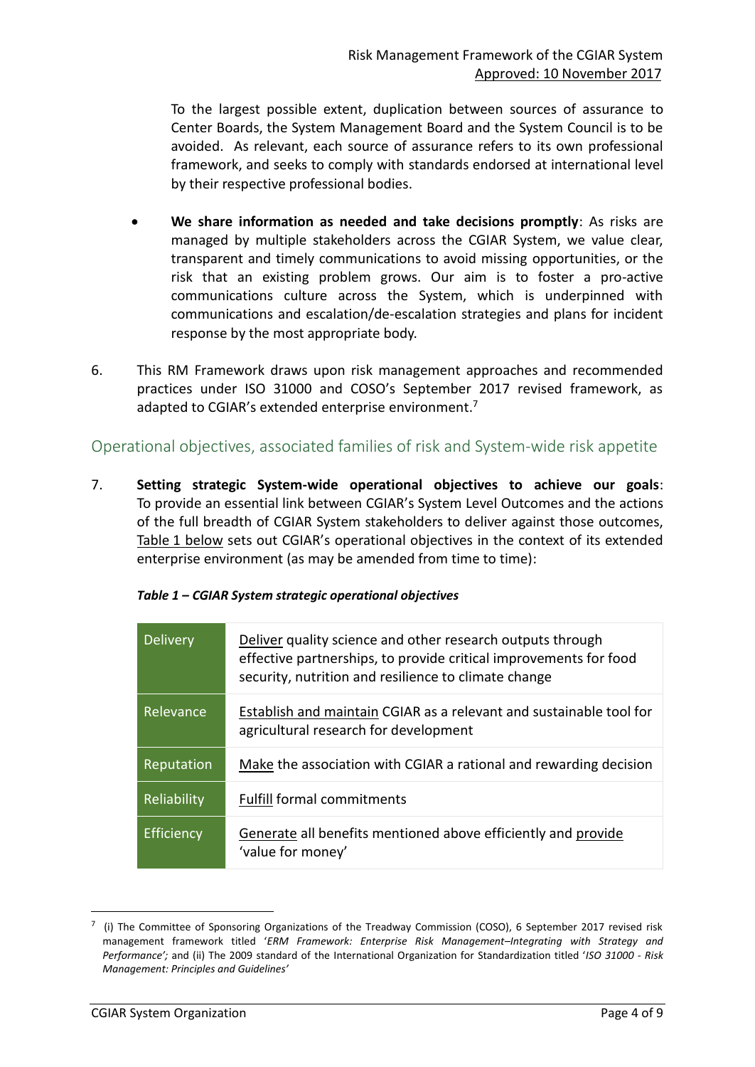To the largest possible extent, duplication between sources of assurance to Center Boards, the System Management Board and the System Council is to be avoided. As relevant, each source of assurance refers to its own professional framework, and seeks to comply with standards endorsed at international level by their respective professional bodies.

- **We share information as needed and take decisions promptly**: As risks are managed by multiple stakeholders across the CGIAR System, we value clear, transparent and timely communications to avoid missing opportunities, or the risk that an existing problem grows. Our aim is to foster a pro-active communications culture across the System, which is underpinned with communications and escalation/de-escalation strategies and plans for incident response by the most appropriate body.

6. This RM Framework draws upon risk management approaches and recommended practices under ISO 31000 and COSO's September 2017 revised framework, as adapted to CGIAR's extended enterprise environment.[7]

## Operational objectives, associated families of risk and System-wide risk appetite

7. **Setting strategic System-wide operational objectives to achieve our goals**: To provide an essential link between CGIAR's System Level Outcomes and the actions of the full breadth of CGIAR System stakeholders to deliver against those outcomes, Table 1 below sets out CGIAR's operational objectives in the context of its extended enterprise environment (as may be amended from time to time):

***Table 1 – CGIAR System strategic operational objectives***

| | |
|---|---|
| Delivery | Deliver quality science and other research outputs through effective partnerships, to provide critical improvements for food security, nutrition and resilience to climate change |
| Relevance | Establish and maintain CGIAR as a relevant and sustainable tool for agricultural research for development |
| Reputation | Make the association with CGIAR a rational and rewarding decision |
| Reliability | Fulfill formal commitments |
| Efficiency | Generate all benefits mentioned above efficiently and provide 'value for money' |

[7] (i) The Committee of Sponsoring Organizations of the Treadway Commission (COSO), 6 September 2017 revised risk management framework titled '*ERM Framework: Enterprise Risk Management–Integrating with Strategy and Performance'*; and (ii) The 2009 standard of the International Organization for Standardization titled '*ISO 31000 - Risk Management: Principles and Guidelines'*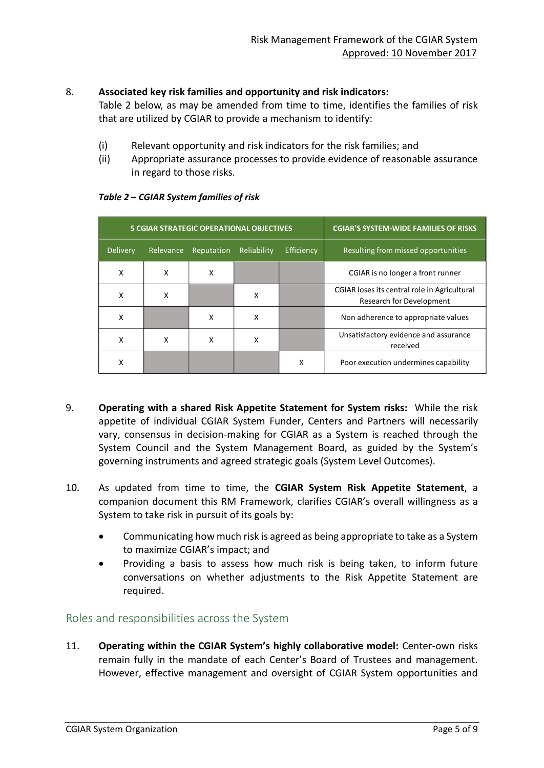8. **Associated key risk families and opportunity and risk indicators:** Table 2 below, as may be amended from time to time, identifies the families of risk that are utilized by CGIAR to provide a mechanism to identify:

   (i) Relevant opportunity and risk indicators for the risk families; and
   (ii) Appropriate assurance processes to provide evidence of reasonable assurance in regard to those risks.

*Table 2 – CGIAR System families of risk*

| 5 CGIAR STRATEGIC OPERATIONAL OBJECTIVES | | | | | CGIAR'S SYSTEM-WIDE FAMILIES OF RISKS |
|---|---|---|---|---|---|
| Delivery | Relevance | Reputation | Reliability | Efficiency | Resulting from missed opportunities |
| X | X | X | | | CGIAR is no longer a front runner |
| X | X | | X | | CGIAR loses its central role in Agricultural Research for Development |
| X | | X | X | | Non adherence to appropriate values |
| X | X | X | X | | Unsatisfactory evidence and assurance received |
| X | | | | X | Poor execution undermines capability |

9. **Operating with a shared Risk Appetite Statement for System risks:** While the risk appetite of individual CGIAR System Funder, Centers and Partners will necessarily vary, consensus in decision-making for CGIAR as a System is reached through the System Council and the System Management Board, as guided by the System's governing instruments and agreed strategic goals (System Level Outcomes).

10. As updated from time to time, the **CGIAR System Risk Appetite Statement**, a companion document this RM Framework, clarifies CGIAR's overall willingness as a System to take risk in pursuit of its goals by:

    - Communicating how much risk is agreed as being appropriate to take as a System to maximize CGIAR's impact; and
    - Providing a basis to assess how much risk is being taken, to inform future conversations on whether adjustments to the Risk Appetite Statement are required.

## Roles and responsibilities across the System

11. **Operating within the CGIAR System's highly collaborative model:** Center-own risks remain fully in the mandate of each Center's Board of Trustees and management. However, effective management and oversight of CGIAR System opportunities and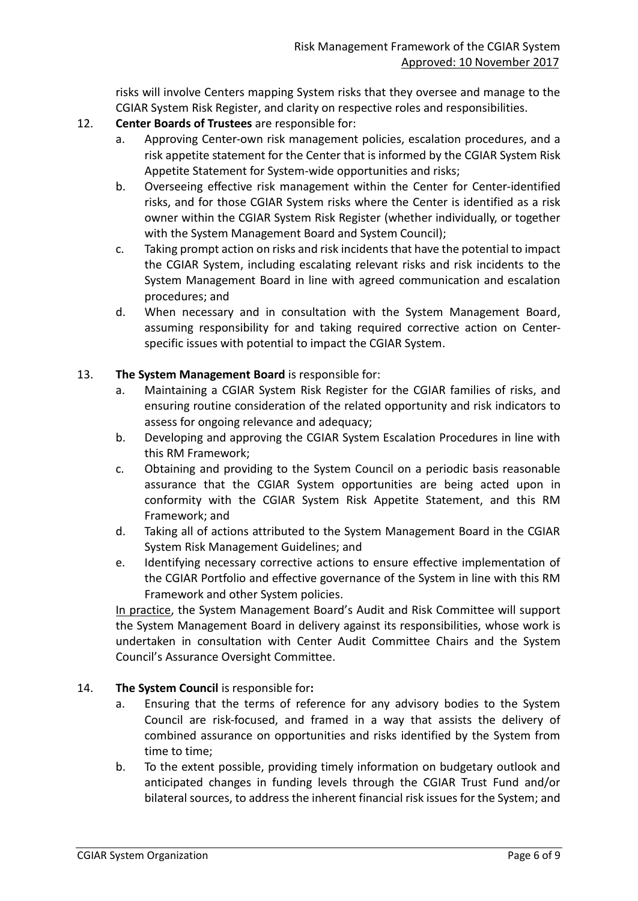risks will involve Centers mapping System risks that they oversee and manage to the CGIAR System Risk Register, and clarity on respective roles and responsibilities.

12. **Center Boards of Trustees** are responsible for:
    a. Approving Center-own risk management policies, escalation procedures, and a risk appetite statement for the Center that is informed by the CGIAR System Risk Appetite Statement for System-wide opportunities and risks;
    b. Overseeing effective risk management within the Center for Center-identified risks, and for those CGIAR System risks where the Center is identified as a risk owner within the CGIAR System Risk Register (whether individually, or together with the System Management Board and System Council);
    c. Taking prompt action on risks and risk incidents that have the potential to impact the CGIAR System, including escalating relevant risks and risk incidents to the System Management Board in line with agreed communication and escalation procedures; and
    d. When necessary and in consultation with the System Management Board, assuming responsibility for and taking required corrective action on Center-specific issues with potential to impact the CGIAR System.

13. **The System Management Board** is responsible for:
    a. Maintaining a CGIAR System Risk Register for the CGIAR families of risks, and ensuring routine consideration of the related opportunity and risk indicators to assess for ongoing relevance and adequacy;
    b. Developing and approving the CGIAR System Escalation Procedures in line with this RM Framework;
    c. Obtaining and providing to the System Council on a periodic basis reasonable assurance that the CGIAR System opportunities are being acted upon in conformity with the CGIAR System Risk Appetite Statement, and this RM Framework; and
    d. Taking all of actions attributed to the System Management Board in the CGIAR System Risk Management Guidelines; and
    e. Identifying necessary corrective actions to ensure effective implementation of the CGIAR Portfolio and effective governance of the System in line with this RM Framework and other System policies.

    In practice, the System Management Board's Audit and Risk Committee will support the System Management Board in delivery against its responsibilities, whose work is undertaken in consultation with Center Audit Committee Chairs and the System Council's Assurance Oversight Committee.

14. **The System Council** is responsible for**:**
    a. Ensuring that the terms of reference for any advisory bodies to the System Council are risk-focused, and framed in a way that assists the delivery of combined assurance on opportunities and risks identified by the System from time to time;
    b. To the extent possible, providing timely information on budgetary outlook and anticipated changes in funding levels through the CGIAR Trust Fund and/or bilateral sources, to address the inherent financial risk issues for the System; and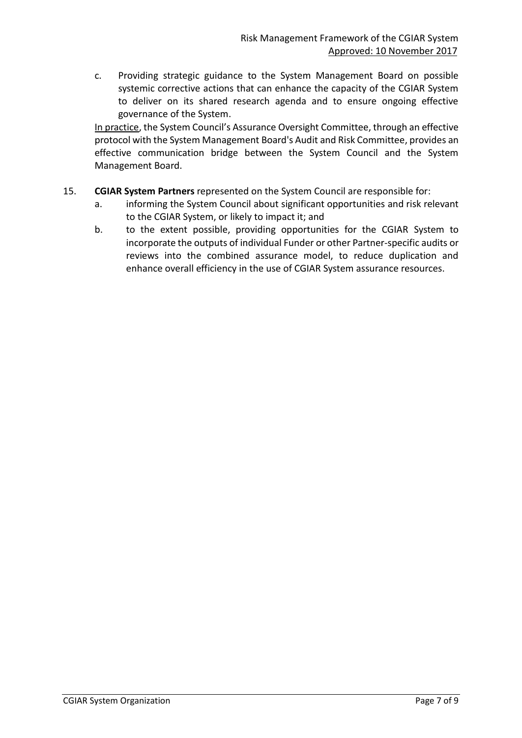c. Providing strategic guidance to the System Management Board on possible systemic corrective actions that can enhance the capacity of the CGIAR System to deliver on its shared research agenda and to ensure ongoing effective governance of the System.

<u>In practice</u>, the System Council's Assurance Oversight Committee, through an effective protocol with the System Management Board's Audit and Risk Committee, provides an effective communication bridge between the System Council and the System Management Board.

15. **CGIAR System Partners** represented on the System Council are responsible for:
    a. informing the System Council about significant opportunities and risk relevant to the CGIAR System, or likely to impact it; and
    b. to the extent possible, providing opportunities for the CGIAR System to incorporate the outputs of individual Funder or other Partner-specific audits or reviews into the combined assurance model, to reduce duplication and enhance overall efficiency in the use of CGIAR System assurance resources.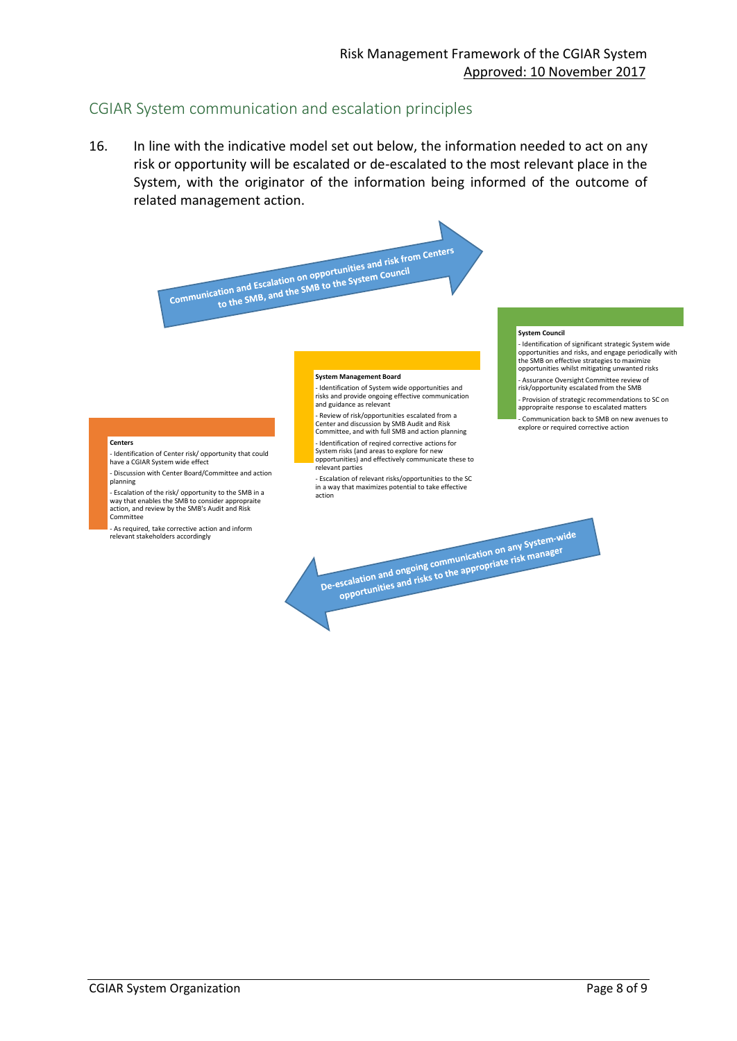## CGIAR System communication and escalation principles

16. In line with the indicative model set out below, the information needed to act on any risk or opportunity will be escalated or de-escalated to the most relevant place in the System, with the originator of the information being informed of the outcome of related management action.

**Communication and Escalation on opportunities and risk from Centers to the SMB, and the SMB to the System Council**

**Centers**

- Identification of Center risk/ opportunity that could have a CGIAR System wide effect
- Discussion with Center Board/Committee and action planning
- Escalation of the risk/ opportunity to the SMB in a way that enables the SMB to consider appropriate action, and review by the SMB's Audit and Risk Committee
- As required, take corrective action and inform relevant stakeholders accordingly

**System Management Board**

- Identification of System wide opportunities and risks and provide ongoing effective communication and guidance as relevant
- Review of risk/opportunities escalated from a Center and discussion by SMB Audit and Risk Committee, and with full SMB and action planning
- Identification of reqired corrective actions for System risks (and areas to explore for new opportunities) and effectively communicate these to relevant parties
- Escalation of relevant risks/opportunities to the SC in a way that maximizes potential to take effective action

**System Council**

- Identification of significant strategic System wide opportunities and risks, and engage periodically with the SMB on effective strategies to maximize opportunities whilst mitigating unwanted risks
- Assurance Oversight Committee review of risk/opportunity escalated from the SMB
- Provision of strategic recommendations to SC on appropraite response to escalated matters
- Communication back to SMB on new avenues to explore or required corrective action

**De-escalation and ongoing communication on any System-wide opportunities and risks to the appropriate risk manager**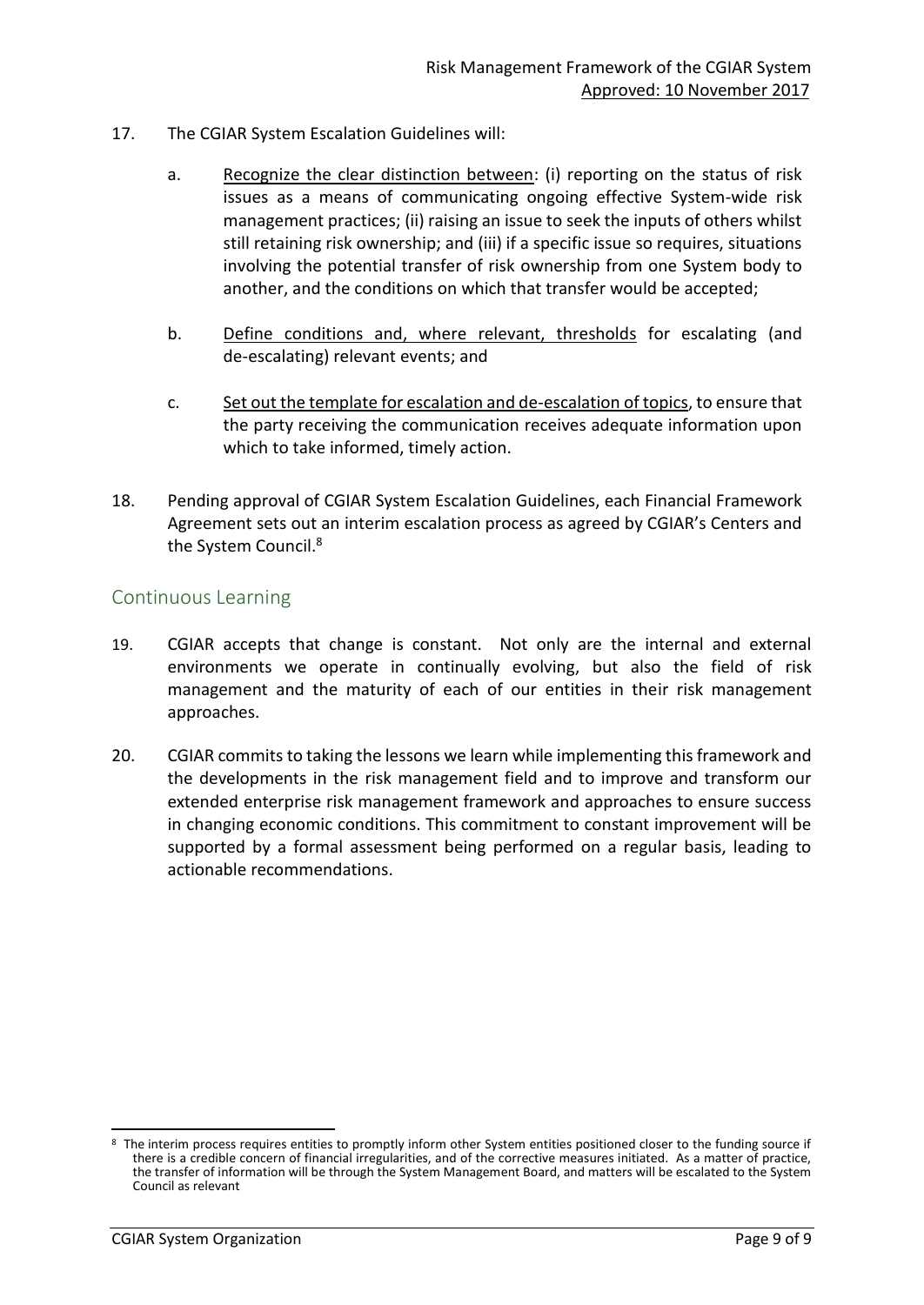17. The CGIAR System Escalation Guidelines will:

    a. Recognize the clear distinction between: (i) reporting on the status of risk issues as a means of communicating ongoing effective System-wide risk management practices; (ii) raising an issue to seek the inputs of others whilst still retaining risk ownership; and (iii) if a specific issue so requires, situations involving the potential transfer of risk ownership from one System body to another, and the conditions on which that transfer would be accepted;

    b. Define conditions and, where relevant, thresholds for escalating (and de-escalating) relevant events; and

    c. Set out the template for escalation and de-escalation of topics, to ensure that the party receiving the communication receives adequate information upon which to take informed, timely action.

18. Pending approval of CGIAR System Escalation Guidelines, each Financial Framework Agreement sets out an interim escalation process as agreed by CGIAR's Centers and the System Council.[8]

## Continuous Learning

19. CGIAR accepts that change is constant. Not only are the internal and external environments we operate in continually evolving, but also the field of risk management and the maturity of each of our entities in their risk management approaches.

20. CGIAR commits to taking the lessons we learn while implementing this framework and the developments in the risk management field and to improve and transform our extended enterprise risk management framework and approaches to ensure success in changing economic conditions. This commitment to constant improvement will be supported by a formal assessment being performed on a regular basis, leading to actionable recommendations.

---

[8] The interim process requires entities to promptly inform other System entities positioned closer to the funding source if there is a credible concern of financial irregularities, and of the corrective measures initiated. As a matter of practice, the transfer of information will be through the System Management Board, and matters will be escalated to the System Council as relevant